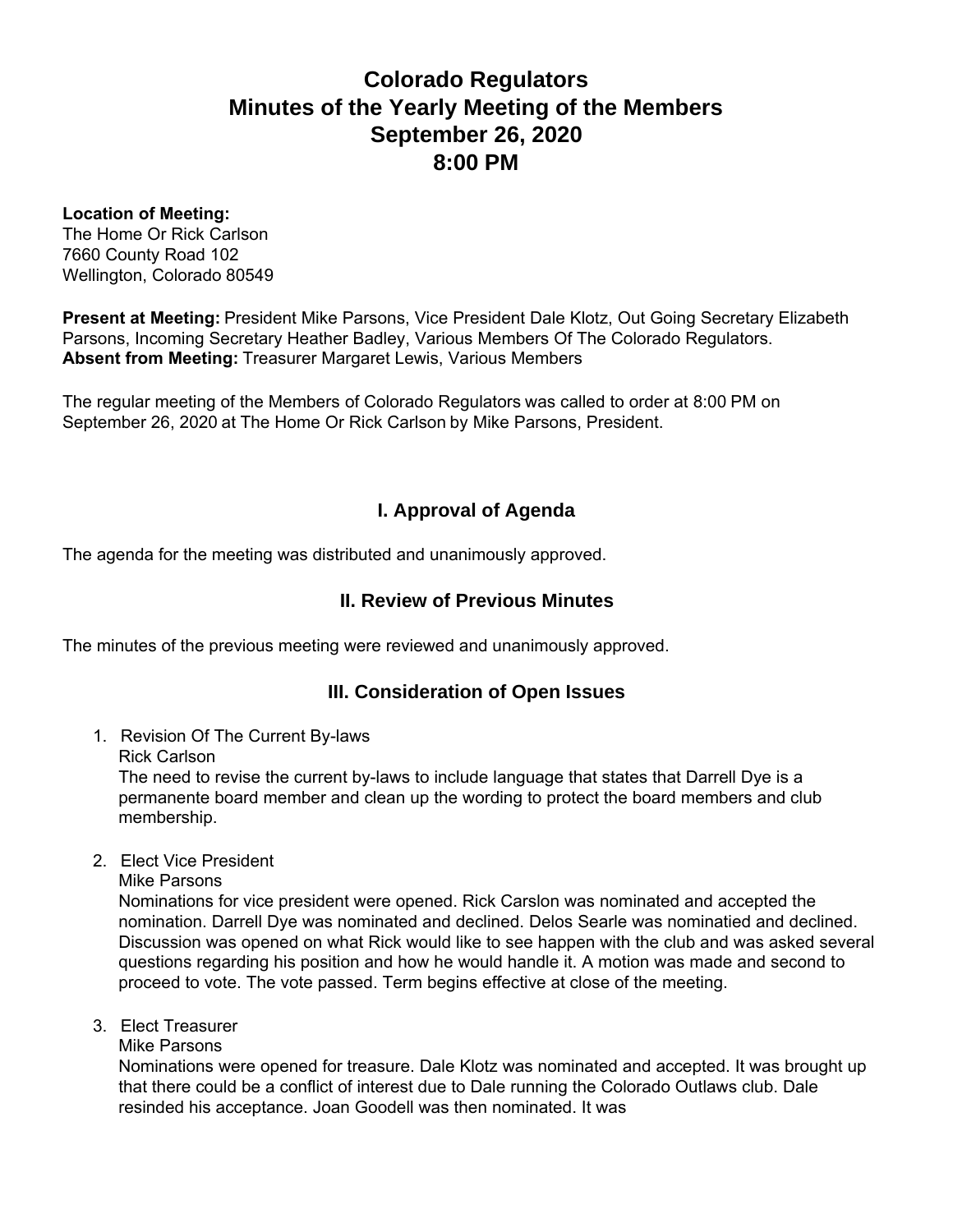# Colorado Regulators
# Minutes of the Yearly Meeting of the Members
# September 26, 2020
# 8:00 PM

**Location of Meeting:**
The Home Or Rick Carlson
7660 County Road 102
Wellington, Colorado 80549

**Present at Meeting:** President Mike Parsons, Vice President Dale Klotz, Out Going Secretary Elizabeth Parsons, Incoming Secretary Heather Badley, Various Members Of The Colorado Regulators.
**Absent from Meeting:** Treasurer Margaret Lewis, Various Members

The regular meeting of the Members of Colorado Regulators was called to order at 8:00 PM on September 26, 2020 at The Home Or Rick Carlson by Mike Parsons, President.

## I. Approval of Agenda

The agenda for the meeting was distributed and unanimously approved.

## II. Review of Previous Minutes

The minutes of the previous meeting were reviewed and unanimously approved.

## III. Consideration of Open Issues

1. Revision Of The Current By-laws
   Rick Carlson
   The need to revise the current by-laws to include language that states that Darrell Dye is a permanente board member and clean up the wording to protect the board members and club membership.

2. Elect Vice President
   Mike Parsons
   Nominations for vice president were opened. Rick Carslon was nominated and accepted the nomination. Darrell Dye was nominated and declined. Delos Searle was nominatied and declined. Discussion was opened on what Rick would like to see happen with the club and was asked several questions regarding his position and how he would handle it. A motion was made and second to proceed to vote. The vote passed. Term begins effective at close of the meeting.

3. Elect Treasurer
   Mike Parsons
   Nominations were opened for treasure. Dale Klotz was nominated and accepted. It was brought up that there could be a conflict of interest due to Dale running the Colorado Outlaws club. Dale resinded his acceptance. Joan Goodell was then nominated. It was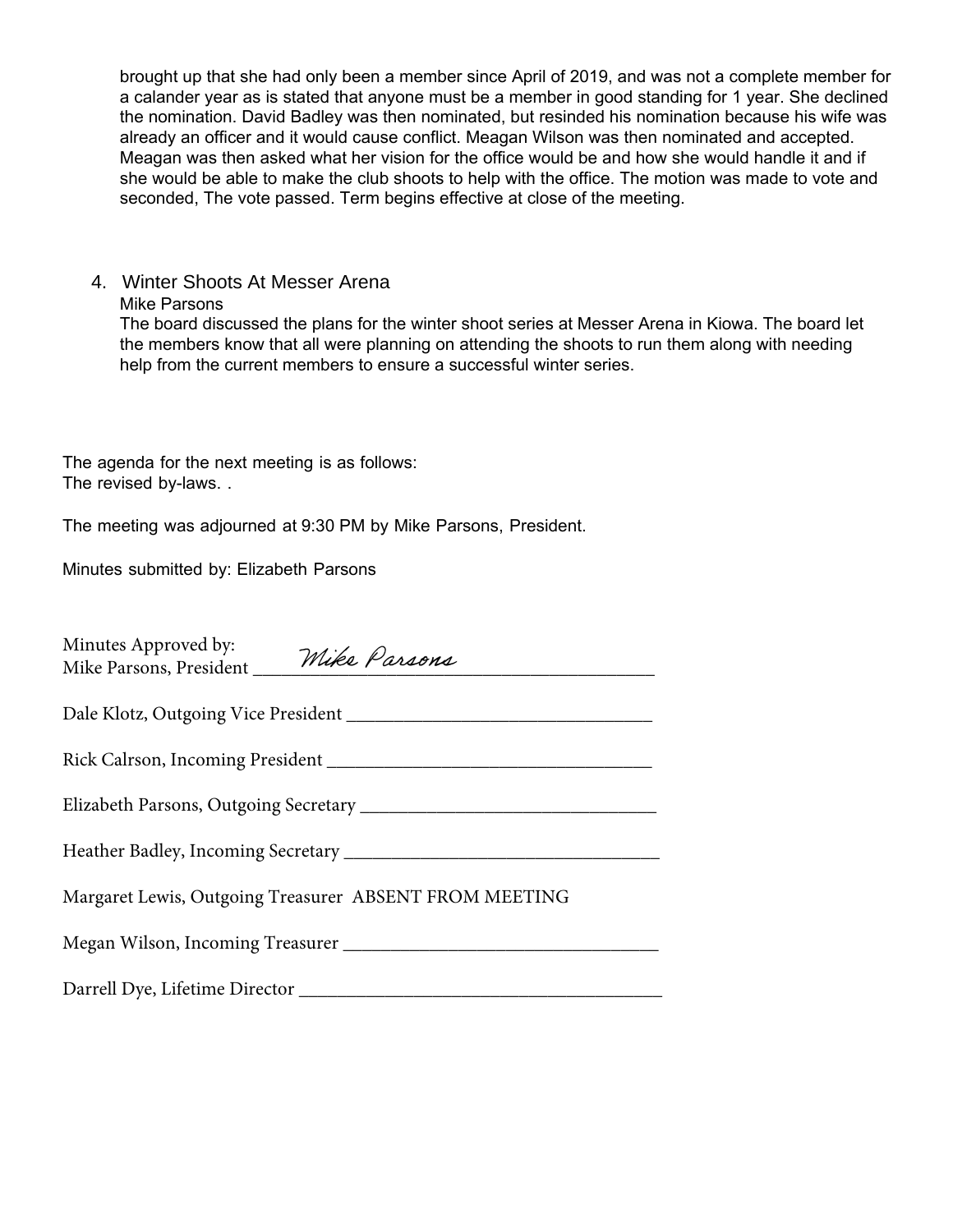brought up that she had only been a member since April of 2019, and was not a complete member for a calander year as is stated that anyone must be a member in good standing for 1 year. She declined the nomination. David Badley was then nominated, but resinded his nomination because his wife was already an officer and it would cause conflict. Meagan Wilson was then nominated and accepted. Meagan was then asked what her vision for the office would be and how she would handle it and if she would be able to make the club shoots to help with the office. The motion was made to vote and seconded, The vote passed. Term begins effective at close of the meeting.

4. Winter Shoots At Messer Arena
   Mike Parsons
   The board discussed the plans for the winter shoot series at Messer Arena in Kiowa. The board let the members know that all were planning on attending the shoots to run them along with needing help from the current members to ensure a successful winter series.

The agenda for the next meeting is as follows:
The revised by-laws. .

The meeting was adjourned at 9:30 PM by Mike Parsons, President.

Minutes submitted by: Elizabeth Parsons

Minutes Approved by:
Mike Parsons, President *Mike Parsons*

Dale Klotz, Outgoing Vice President ______________________________

Rick Calrson, Incoming President ______________________________

Elizabeth Parsons, Outgoing Secretary ______________________________

Heather Badley, Incoming Secretary ______________________________

Margaret Lewis, Outgoing Treasurer ABSENT FROM MEETING

Megan Wilson, Incoming Treasurer ______________________________

Darrell Dye, Lifetime Director ______________________________